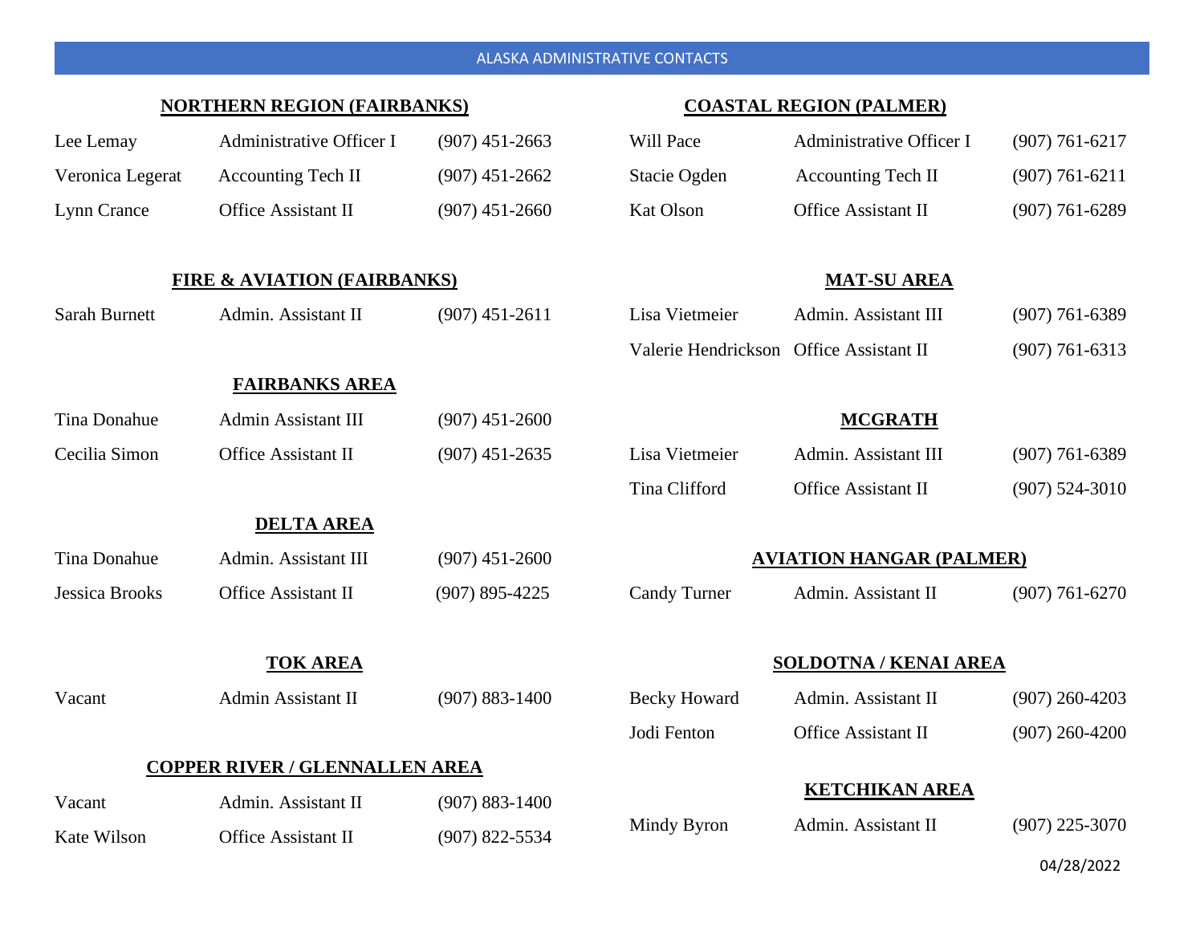# ALASKA ADMINISTRATIVE CONTACTS

## NORTHERN REGION (FAIRBANKS)

| | | |
|---|---|---|
| Lee Lemay | Administrative Officer I | (907) 451-2663 |
| Veronica Legerat | Accounting Tech II | (907) 451-2662 |
| Lynn Crance | Office Assistant II | (907) 451-2660 |

## FIRE & AVIATION (FAIRBANKS)

| | | |
|---|---|---|
| Sarah Burnett | Admin. Assistant II | (907) 451-2611 |

## FAIRBANKS AREA

| | | |
|---|---|---|
| Tina Donahue | Admin Assistant III | (907) 451-2600 |
| Cecilia Simon | Office Assistant II | (907) 451-2635 |

## DELTA AREA

| | | |
|---|---|---|
| Tina Donahue | Admin. Assistant III | (907) 451-2600 |
| Jessica Brooks | Office Assistant II | (907) 895-4225 |

## TOK AREA

| | | |
|---|---|---|
| Vacant | Admin Assistant II | (907) 883-1400 |

## COPPER RIVER / GLENNALLEN AREA

| | | |
|---|---|---|
| Vacant | Admin. Assistant II | (907) 883-1400 |
| Kate Wilson | Office Assistant II | (907) 822-5534 |

## COASTAL REGION (PALMER)

| | | |
|---|---|---|
| Will Pace | Administrative Officer I | (907) 761-6217 |
| Stacie Ogden | Accounting Tech II | (907) 761-6211 |
| Kat Olson | Office Assistant II | (907) 761-6289 |

## MAT-SU AREA

| | | |
|---|---|---|
| Lisa Vietmeier | Admin. Assistant III | (907) 761-6389 |
| Valerie Hendrickson | Office Assistant II | (907) 761-6313 |

## MCGRATH

| | | |
|---|---|---|
| Lisa Vietmeier | Admin. Assistant III | (907) 761-6389 |
| Tina Clifford | Office Assistant II | (907) 524-3010 |

## AVIATION HANGAR (PALMER)

| | | |
|---|---|---|
| Candy Turner | Admin. Assistant II | (907) 761-6270 |

## SOLDOTNA / KENAI AREA

| | | |
|---|---|---|
| Becky Howard | Admin. Assistant II | (907) 260-4203 |
| Jodi Fenton | Office Assistant II | (907) 260-4200 |

## KETCHIKAN AREA

| | | |
|---|---|---|
| Mindy Byron | Admin. Assistant II | (907) 225-3070 |

04/28/2022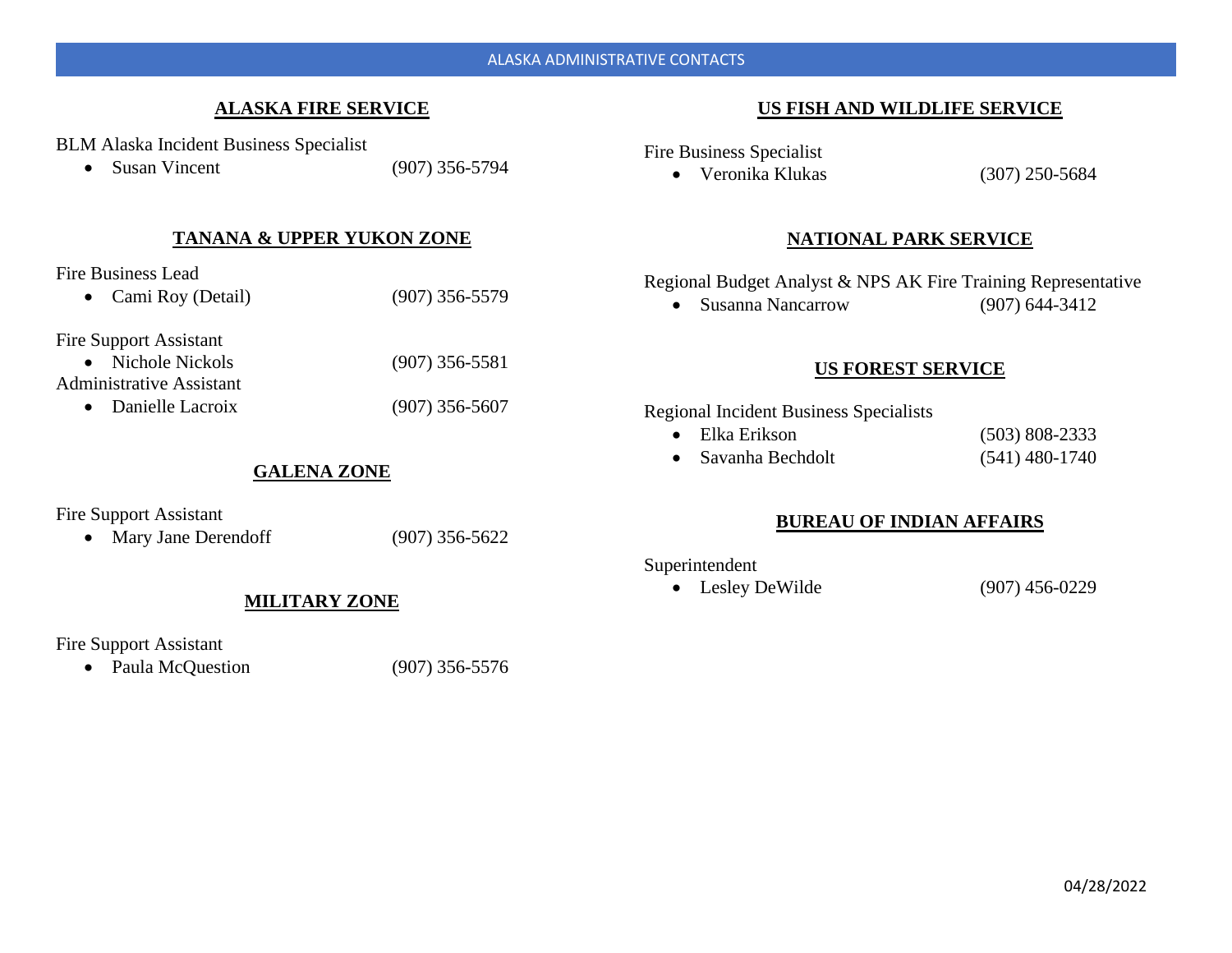# ALASKA ADMINISTRATIVE CONTACTS

## ALASKA FIRE SERVICE

BLM Alaska Incident Business Specialist

- Susan Vincent (907) 356-5794

## TANANA & UPPER YUKON ZONE

Fire Business Lead

- Cami Roy (Detail) (907) 356-5579

Fire Support Assistant

- Nichole Nickols (907) 356-5581

Administrative Assistant

- Danielle Lacroix (907) 356-5607

## GALENA ZONE

Fire Support Assistant

- Mary Jane Derendoff (907) 356-5622

## MILITARY ZONE

Fire Support Assistant

- Paula McQuestion (907) 356-5576

## US FISH AND WILDLIFE SERVICE

Fire Business Specialist

- Veronika Klukas (307) 250-5684

## NATIONAL PARK SERVICE

Regional Budget Analyst & NPS AK Fire Training Representative

- Susanna Nancarrow (907) 644-3412

## US FOREST SERVICE

Regional Incident Business Specialists

- Elka Erikson (503) 808-2333
- Savanha Bechdolt (541) 480-1740

## BUREAU OF INDIAN AFFAIRS

Superintendent

- Lesley DeWilde (907) 456-0229

04/28/2022